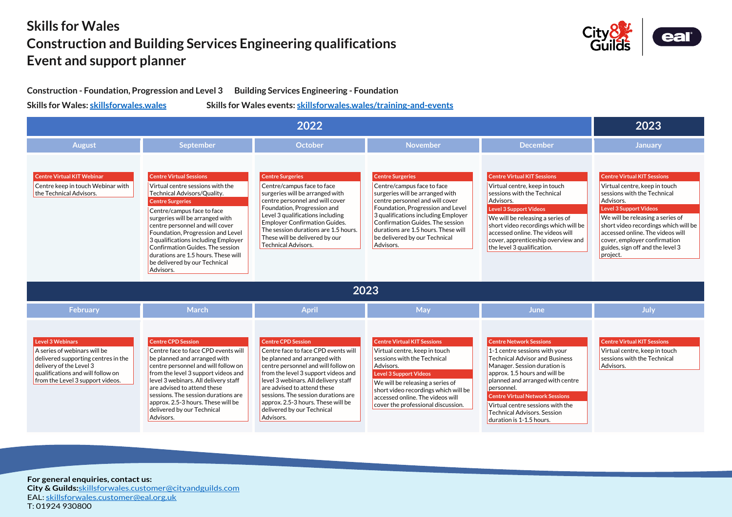# Skills for Wales
# Construction and Building Services Engineering qualifications
# Event and support planner

**Construction - Foundation, Progression and Level 3** **Building Services Engineering - Foundation**

**Skills for Wales:** [skillsforwales.wales](skillsforwales.wales) **Skills for Wales events:** [skillsforwales.wales/training-and-events](skillsforwales.wales/training-and-events)

## 2022

### August

**Centre Virtual KIT Webinar**
Centre keep in touch Webinar with the Technical Advisors.

### September

**Centre Virtual Sessions**
Virtual centre sessions with the Technical Advisors/Quality.

**Centre Surgeries**
Centre/campus face to face surgeries will be arranged with centre personnel and will cover Foundation, Progression and Level 3 qualifications including Employer Confirmation Guides. The session durations are 1.5 hours. These will be delivered by our Technical Advisors.

### October

**Centre Surgeries**
Centre/campus face to face surgeries will be arranged with centre personnel and will cover Foundation, Progression and Level 3 qualifications including Employer Confirmation Guides. The session durations are 1.5 hours. These will be delivered by our Technical Advisors.

### November

**Centre Surgeries**
Centre/campus face to face surgeries will be arranged with centre personnel and will cover Foundation, Progression and Level 3 qualifications including Employer Confirmation Guides. The session durations are 1.5 hours. These will be delivered by our Technical Advisors.

### December

**Centre Virtual KIT Sessions**
Virtual centre, keep in touch sessions with the Technical Advisors.

**Level 3 Support Videos**
We will be releasing a series of short video recordings which will be accessed online. The videos will cover, apprenticeship overview and the level 3 qualification.

## 2023

### January

**Centre Virtual KIT Sessions**
Virtual centre, keep in touch sessions with the Technical Advisors.

**Level 3 Support Videos**
We will be releasing a series of short video recordings which will be accessed online. The videos will cover, employer confirmation guides, sign off and the level 3 project.

### February

**Level 3 Webinars**
A series of webinars will be delivered supporting centres in the delivery of the Level 3 qualifications and will follow on from the Level 3 support videos.

### March

**Centre CPD Session**
Centre face to face CPD events will be planned and arranged with centre personnel and will follow on from the level 3 support videos and level 3 webinars. All delivery staff are advised to attend these sessions. The session durations are approx. 2.5-3 hours. These will be delivered by our Technical Advisors.

### April

**Centre CPD Session**
Centre face to face CPD events will be planned and arranged with centre personnel and will follow on from the level 3 support videos and level 3 webinars. All delivery staff are advised to attend these sessions. The session durations are approx. 2.5-3 hours. These will be delivered by our Technical Advisors.

### May

**Centre Virtual KIT Sessions**
Virtual centre, keep in touch sessions with the Technical Advisors.

**Level 3 Support Videos**
We will be releasing a series of short video recordings which will be accessed online. The videos will cover the professional discussion.

### June

**Centre Network Sessions**
1-1 centre sessions with your Technical Advisor and Business Manager. Session duration is approx. 1.5 hours and will be planned and arranged with centre personnel.

**Centre Virtual Network Sessions**
Virtual centre sessions with the Technical Advisors. Session duration is 1-1.5 hours.

### July

**Centre Virtual KIT Sessions**
Virtual centre, keep in touch sessions with the Technical Advisors.

---

**For general enquiries, contact us:**
**City & Guilds:** skillsforwales.customer@cityandguilds.com
EAL: skillsforwales.customer@eal.org.uk
T: 01924 930800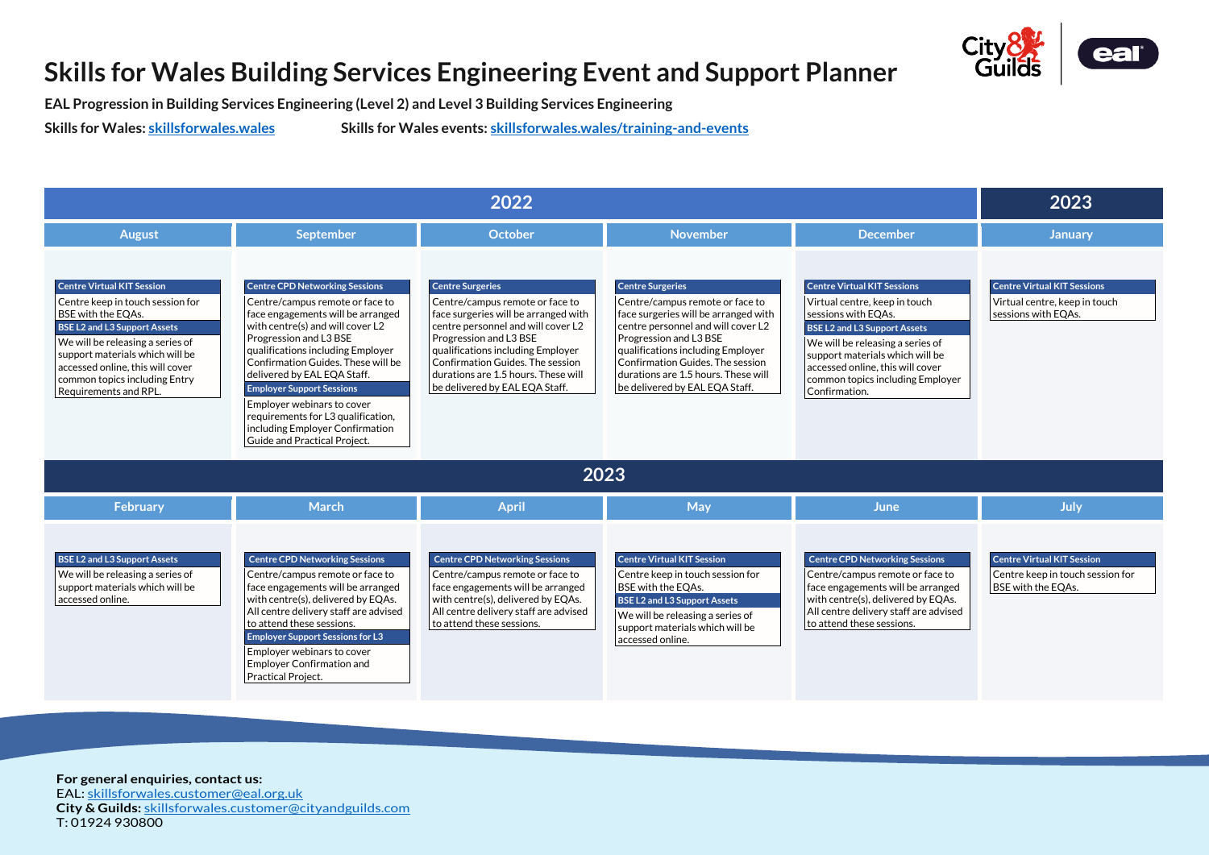# Skills for Wales Building Services Engineering Event and Support Planner

**EAL Progression in Building Services Engineering (Level 2) and Level 3 Building Services Engineering**

**Skills for Wales:** [skillsforwales.wales](https://skillsforwales.wales) **Skills for Wales events:** [skillsforwales.wales/training-and-events](https://skillsforwales.wales/training-and-events)

| 2022 | | | | | 2023 |
|---|---|---|---|---|---|
| **August** | **September** | **October** | **November** | **December** | **January** |
| **Centre Virtual KIT Session**<br>Centre keep in touch session for BSE with the EQAs.<br>**BSE L2 and L3 Support Assets**<br>We will be releasing a series of support materials which will be accessed online, this will cover common topics including Entry Requirements and RPL. | **Centre CPD Networking Sessions**<br>Centre/campus remote or face to face engagements will be arranged with centre(s) and will cover L2 Progression and L3 BSE qualifications including Employer Confirmation Guides. These will be delivered by EAL EQA Staff.<br>**Employer Support Sessions**<br>Employer webinars to cover requirements for L3 qualification, including Employer Confirmation Guide and Practical Project. | **Centre Surgeries**<br>Centre/campus remote or face to face surgeries will be arranged with centre personnel and will cover L2 Progression and L3 BSE qualifications including Employer Confirmation Guides. The session durations are 1.5 hours. These will be delivered by EAL EQA Staff. | **Centre Surgeries**<br>Centre/campus remote or face to face surgeries will be arranged with centre personnel and will cover L2 Progression and L3 BSE qualifications including Employer Confirmation Guides. The session durations are 1.5 hours. These will be delivered by EAL EQA Staff. | **Centre Virtual KIT Sessions**<br>Virtual centre, keep in touch sessions with EQAs.<br>**BSE L2 and L3 Support Assets**<br>We will be releasing a series of support materials which will be accessed online, this will cover common topics including Employer Confirmation. | **Centre Virtual KIT Sessions**<br>Virtual centre, keep in touch sessions with EQAs. |

| 2023 | | | | | |
|---|---|---|---|---|---|
| **February** | **March** | **April** | **May** | **June** | **July** |
| **BSE L2 and L3 Support Assets**<br>We will be releasing a series of support materials which will be accessed online. | **Centre CPD Networking Sessions**<br>Centre/campus remote or face to face engagements will be arranged with centre(s), delivered by EQAs. All centre delivery staff are advised to attend these sessions.<br>**Employer Support Sessions for L3**<br>Employer webinars to cover Employer Confirmation and Practical Project. | **Centre CPD Networking Sessions**<br>Centre/campus remote or face to face engagements will be arranged with centre(s), delivered by EQAs. All centre delivery staff are advised to attend these sessions. | **Centre Virtual KIT Session**<br>Centre keep in touch session for BSE with the EQAs.<br>**BSE L2 and L3 Support Assets**<br>We will be releasing a series of support materials which will be accessed online. | **Centre CPD Networking Sessions**<br>Centre/campus remote or face to face engagements will be arranged with centre(s), delivered by EQAs. All centre delivery staff are advised to attend these sessions. | **Centre Virtual KIT Session**<br>Centre keep in touch session for BSE with the EQAs. |

**For general enquiries, contact us:**
EAL: [skillsforwales.customer@eal.org.uk](mailto:skillsforwales.customer@eal.org.uk)
**City & Guilds:** [skillsforwales.customer@cityandguilds.com](mailto:skillsforwales.customer@cityandguilds.com)
T: 01924 930800